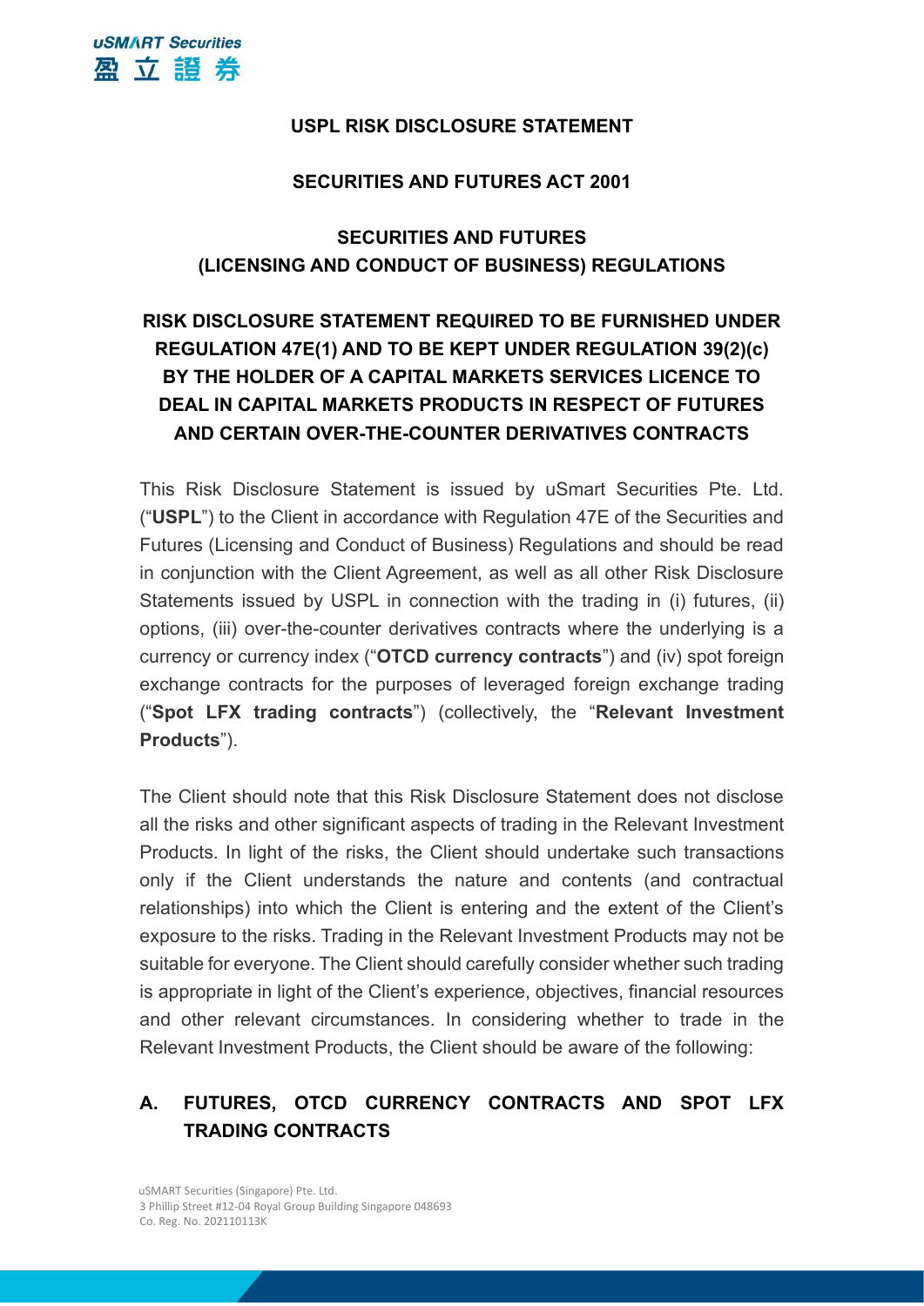# USPL RISK DISCLOSURE STATEMENT

## SECURITIES AND FUTURES ACT 2001

## SECURITIES AND FUTURES (LICENSING AND CONDUCT OF BUSINESS) REGULATIONS

## RISK DISCLOSURE STATEMENT REQUIRED TO BE FURNISHED UNDER REGULATION 47E(1) AND TO BE KEPT UNDER REGULATION 39(2)(c) BY THE HOLDER OF A CAPITAL MARKETS SERVICES LICENCE TO DEAL IN CAPITAL MARKETS PRODUCTS IN RESPECT OF FUTURES AND CERTAIN OVER-THE-COUNTER DERIVATIVES CONTRACTS

This Risk Disclosure Statement is issued by uSmart Securities Pte. Ltd. ("**USPL**") to the Client in accordance with Regulation 47E of the Securities and Futures (Licensing and Conduct of Business) Regulations and should be read in conjunction with the Client Agreement, as well as all other Risk Disclosure Statements issued by USPL in connection with the trading in (i) futures, (ii) options, (iii) over-the-counter derivatives contracts where the underlying is a currency or currency index ("**OTCD currency contracts**") and (iv) spot foreign exchange contracts for the purposes of leveraged foreign exchange trading ("**Spot LFX trading contracts**") (collectively, the "**Relevant Investment Products**").

The Client should note that this Risk Disclosure Statement does not disclose all the risks and other significant aspects of trading in the Relevant Investment Products. In light of the risks, the Client should undertake such transactions only if the Client understands the nature and contents (and contractual relationships) into which the Client is entering and the extent of the Client's exposure to the risks. Trading in the Relevant Investment Products may not be suitable for everyone. The Client should carefully consider whether such trading is appropriate in light of the Client's experience, objectives, financial resources and other relevant circumstances. In considering whether to trade in the Relevant Investment Products, the Client should be aware of the following:

## A. FUTURES, OTCD CURRENCY CONTRACTS AND SPOT LFX TRADING CONTRACTS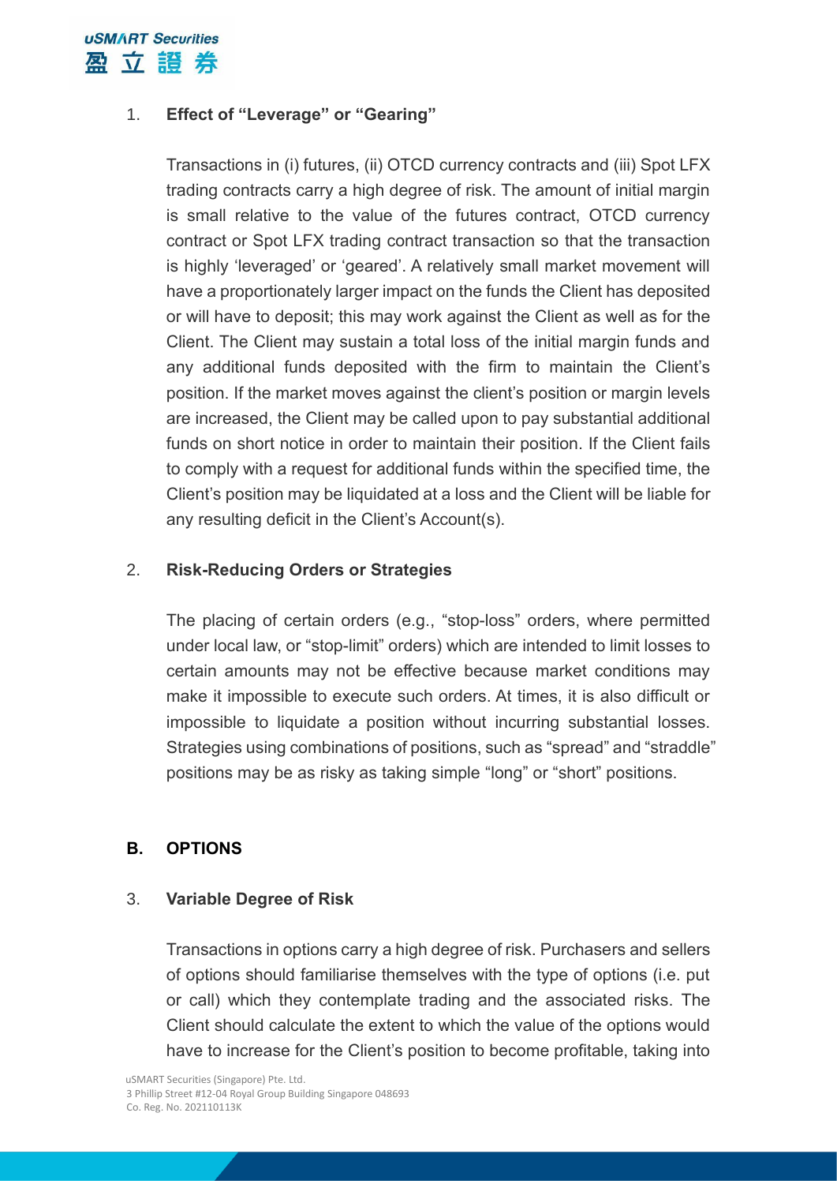1. **Effect of "Leverage" or "Gearing"**

Transactions in (i) futures, (ii) OTCD currency contracts and (iii) Spot LFX trading contracts carry a high degree of risk. The amount of initial margin is small relative to the value of the futures contract, OTCD currency contract or Spot LFX trading contract transaction so that the transaction is highly 'leveraged' or 'geared'. A relatively small market movement will have a proportionately larger impact on the funds the Client has deposited or will have to deposit; this may work against the Client as well as for the Client. The Client may sustain a total loss of the initial margin funds and any additional funds deposited with the firm to maintain the Client's position. If the market moves against the client's position or margin levels are increased, the Client may be called upon to pay substantial additional funds on short notice in order to maintain their position. If the Client fails to comply with a request for additional funds within the specified time, the Client's position may be liquidated at a loss and the Client will be liable for any resulting deficit in the Client's Account(s).

2. **Risk-Reducing Orders or Strategies**

The placing of certain orders (e.g., "stop-loss" orders, where permitted under local law, or "stop-limit" orders) which are intended to limit losses to certain amounts may not be effective because market conditions may make it impossible to execute such orders. At times, it is also difficult or impossible to liquidate a position without incurring substantial losses. Strategies using combinations of positions, such as "spread" and "straddle" positions may be as risky as taking simple "long" or "short" positions.

## B. OPTIONS

3. **Variable Degree of Risk**

Transactions in options carry a high degree of risk. Purchasers and sellers of options should familiarise themselves with the type of options (i.e. put or call) which they contemplate trading and the associated risks. The Client should calculate the extent to which the value of the options would have to increase for the Client's position to become profitable, taking into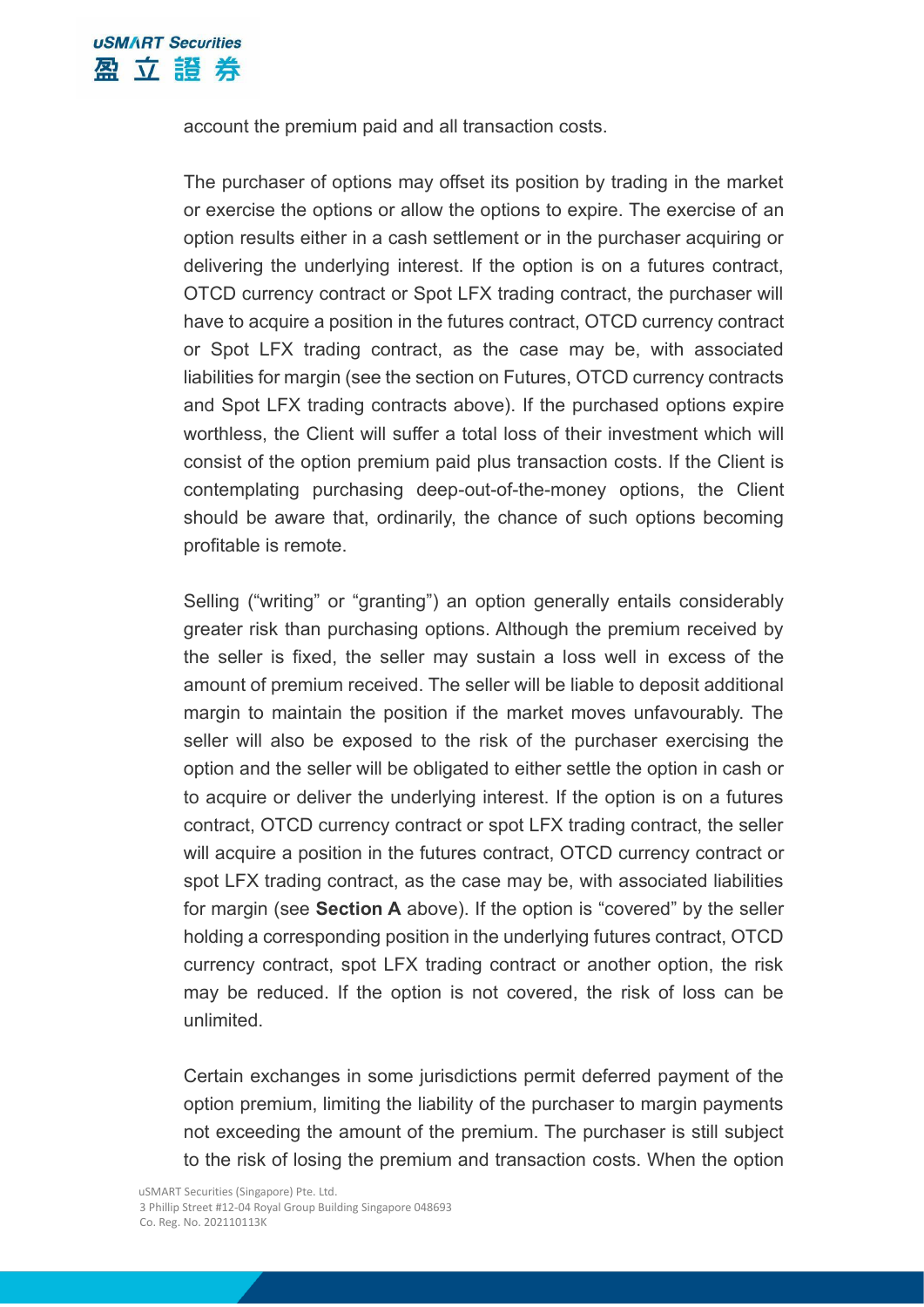account the premium paid and all transaction costs.

The purchaser of options may offset its position by trading in the market or exercise the options or allow the options to expire. The exercise of an option results either in a cash settlement or in the purchaser acquiring or delivering the underlying interest. If the option is on a futures contract, OTCD currency contract or Spot LFX trading contract, the purchaser will have to acquire a position in the futures contract, OTCD currency contract or Spot LFX trading contract, as the case may be, with associated liabilities for margin (see the section on Futures, OTCD currency contracts and Spot LFX trading contracts above). If the purchased options expire worthless, the Client will suffer a total loss of their investment which will consist of the option premium paid plus transaction costs. If the Client is contemplating purchasing deep-out-of-the-money options, the Client should be aware that, ordinarily, the chance of such options becoming profitable is remote.

Selling ("writing" or "granting") an option generally entails considerably greater risk than purchasing options. Although the premium received by the seller is fixed, the seller may sustain a loss well in excess of the amount of premium received. The seller will be liable to deposit additional margin to maintain the position if the market moves unfavourably. The seller will also be exposed to the risk of the purchaser exercising the option and the seller will be obligated to either settle the option in cash or to acquire or deliver the underlying interest. If the option is on a futures contract, OTCD currency contract or spot LFX trading contract, the seller will acquire a position in the futures contract, OTCD currency contract or spot LFX trading contract, as the case may be, with associated liabilities for margin (see **Section A** above). If the option is "covered" by the seller holding a corresponding position in the underlying futures contract, OTCD currency contract, spot LFX trading contract or another option, the risk may be reduced. If the option is not covered, the risk of loss can be unlimited.

Certain exchanges in some jurisdictions permit deferred payment of the option premium, limiting the liability of the purchaser to margin payments not exceeding the amount of the premium. The purchaser is still subject to the risk of losing the premium and transaction costs. When the option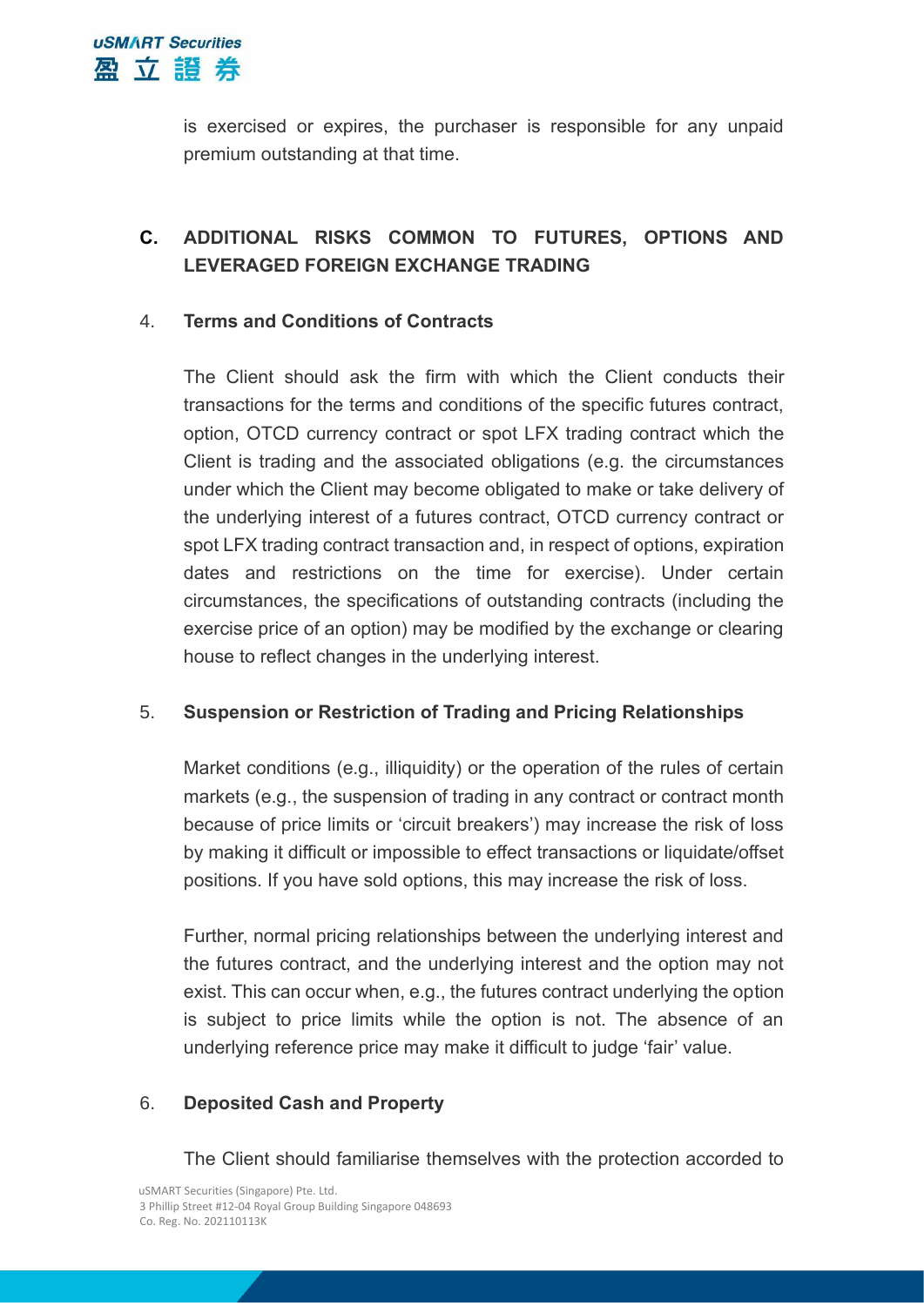is exercised or expires, the purchaser is responsible for any unpaid premium outstanding at that time.

## C. ADDITIONAL RISKS COMMON TO FUTURES, OPTIONS AND LEVERAGED FOREIGN EXCHANGE TRADING

### 4. Terms and Conditions of Contracts

The Client should ask the firm with which the Client conducts their transactions for the terms and conditions of the specific futures contract, option, OTCD currency contract or spot LFX trading contract which the Client is trading and the associated obligations (e.g. the circumstances under which the Client may become obligated to make or take delivery of the underlying interest of a futures contract, OTCD currency contract or spot LFX trading contract transaction and, in respect of options, expiration dates and restrictions on the time for exercise). Under certain circumstances, the specifications of outstanding contracts (including the exercise price of an option) may be modified by the exchange or clearing house to reflect changes in the underlying interest.

### 5. Suspension or Restriction of Trading and Pricing Relationships

Market conditions (e.g., illiquidity) or the operation of the rules of certain markets (e.g., the suspension of trading in any contract or contract month because of price limits or 'circuit breakers') may increase the risk of loss by making it difficult or impossible to effect transactions or liquidate/offset positions. If you have sold options, this may increase the risk of loss.

Further, normal pricing relationships between the underlying interest and the futures contract, and the underlying interest and the option may not exist. This can occur when, e.g., the futures contract underlying the option is subject to price limits while the option is not. The absence of an underlying reference price may make it difficult to judge 'fair' value.

### 6. Deposited Cash and Property

The Client should familiarise themselves with the protection accorded to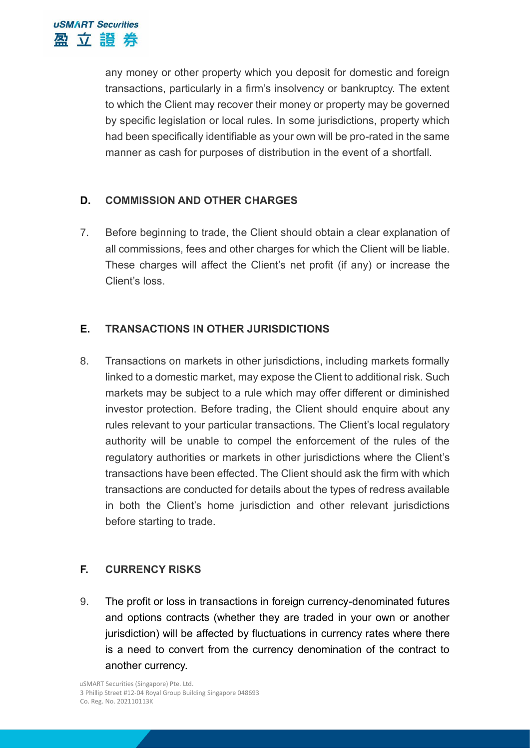any money or other property which you deposit for domestic and foreign transactions, particularly in a firm's insolvency or bankruptcy. The extent to which the Client may recover their money or property may be governed by specific legislation or local rules. In some jurisdictions, property which had been specifically identifiable as your own will be pro-rated in the same manner as cash for purposes of distribution in the event of a shortfall.

## D. COMMISSION AND OTHER CHARGES

7. Before beginning to trade, the Client should obtain a clear explanation of all commissions, fees and other charges for which the Client will be liable. These charges will affect the Client's net profit (if any) or increase the Client's loss.

## E. TRANSACTIONS IN OTHER JURISDICTIONS

8. Transactions on markets in other jurisdictions, including markets formally linked to a domestic market, may expose the Client to additional risk. Such markets may be subject to a rule which may offer different or diminished investor protection. Before trading, the Client should enquire about any rules relevant to your particular transactions. The Client's local regulatory authority will be unable to compel the enforcement of the rules of the regulatory authorities or markets in other jurisdictions where the Client's transactions have been effected. The Client should ask the firm with which transactions are conducted for details about the types of redress available in both the Client's home jurisdiction and other relevant jurisdictions before starting to trade.

## F. CURRENCY RISKS

9. The profit or loss in transactions in foreign currency-denominated futures and options contracts (whether they are traded in your own or another jurisdiction) will be affected by fluctuations in currency rates where there is a need to convert from the currency denomination of the contract to another currency.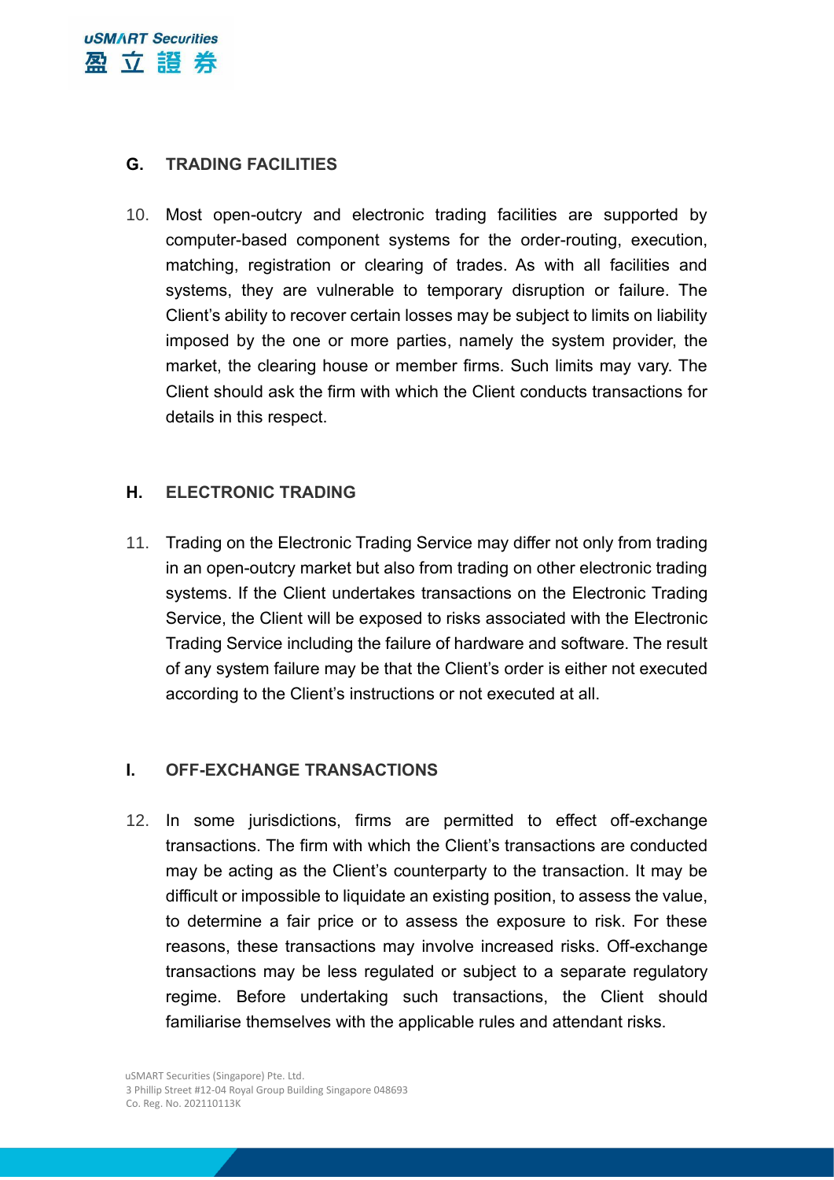## G. TRADING FACILITIES

10. Most open-outcry and electronic trading facilities are supported by computer-based component systems for the order-routing, execution, matching, registration or clearing of trades. As with all facilities and systems, they are vulnerable to temporary disruption or failure. The Client's ability to recover certain losses may be subject to limits on liability imposed by the one or more parties, namely the system provider, the market, the clearing house or member firms. Such limits may vary. The Client should ask the firm with which the Client conducts transactions for details in this respect.

## H. ELECTRONIC TRADING

11. Trading on the Electronic Trading Service may differ not only from trading in an open-outcry market but also from trading on other electronic trading systems. If the Client undertakes transactions on the Electronic Trading Service, the Client will be exposed to risks associated with the Electronic Trading Service including the failure of hardware and software. The result of any system failure may be that the Client's order is either not executed according to the Client's instructions or not executed at all.

## I. OFF-EXCHANGE TRANSACTIONS

12. In some jurisdictions, firms are permitted to effect off-exchange transactions. The firm with which the Client's transactions are conducted may be acting as the Client's counterparty to the transaction. It may be difficult or impossible to liquidate an existing position, to assess the value, to determine a fair price or to assess the exposure to risk. For these reasons, these transactions may involve increased risks. Off-exchange transactions may be less regulated or subject to a separate regulatory regime. Before undertaking such transactions, the Client should familiarise themselves with the applicable rules and attendant risks.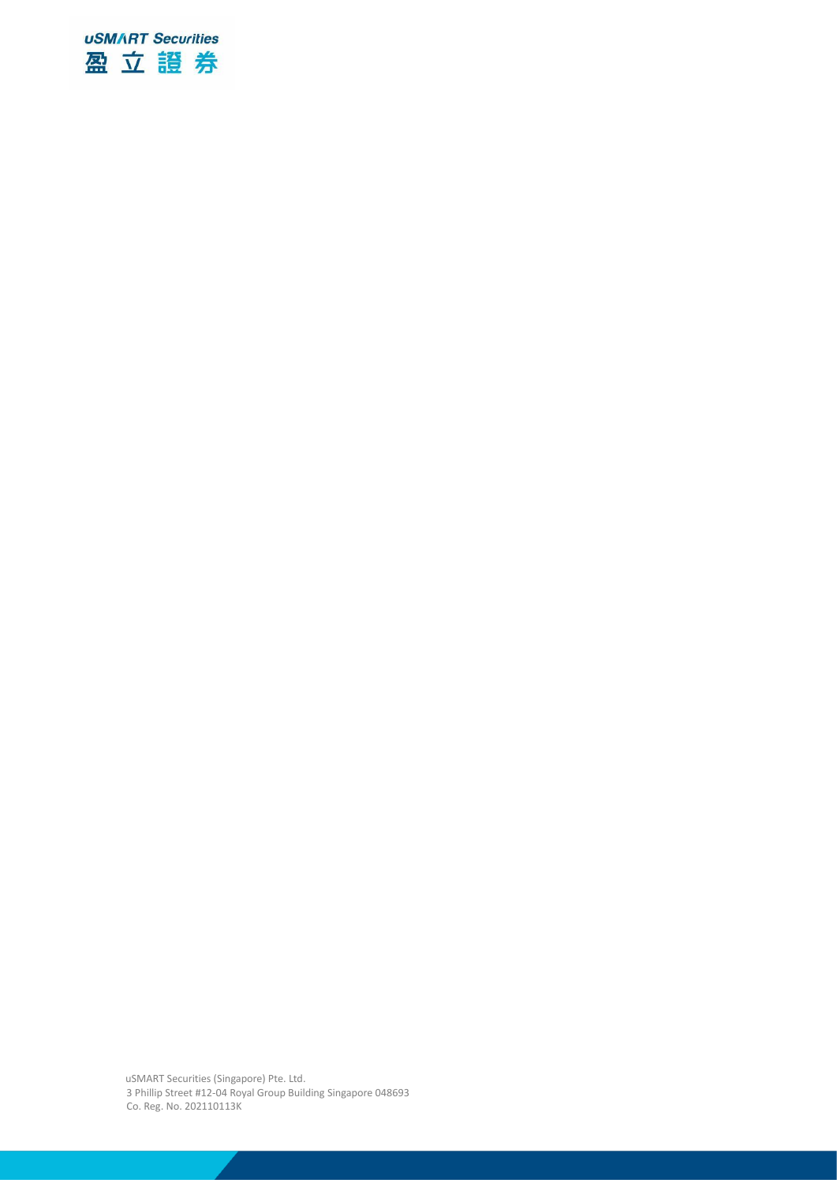uSMART Securities (Singapore) Pte. Ltd.
3 Phillip Street #12-04 Royal Group Building Singapore 048693
Co. Reg. No. 202110113K